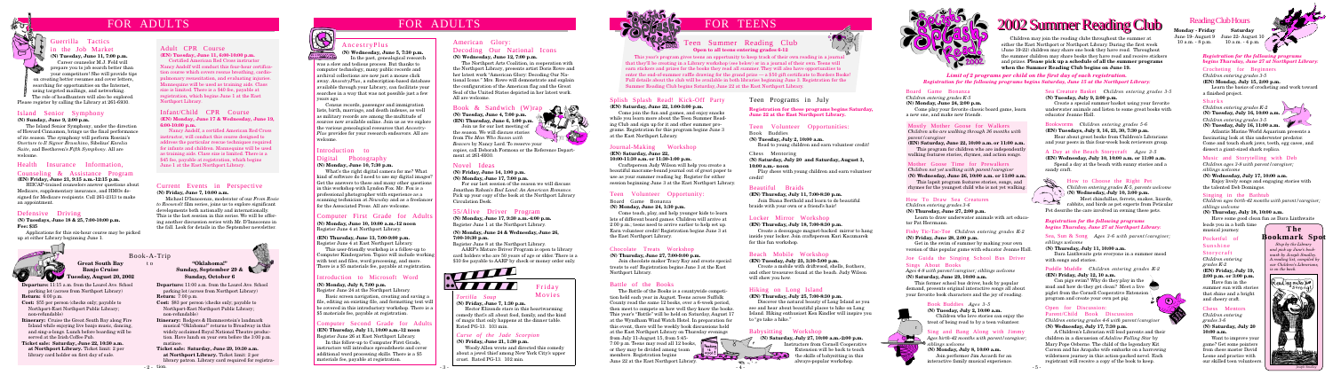# FOR ADULTS

## Guerrilla Tactics in the Job Market

**(N) Tuesday, June 11, 7:00 p.m.**

Career counselor M.J. Feld will prepare you to job search better than your competition! She will provide tips on creating better resumes and cover letters, searching for opportunities on the Internet, using targeted mailings, and networking. The role of headhunters will also be explored. Please register by calling the Library at 261-6930.

## Island Senior Symphony

**(N) Sunday, June 9, 2:00 p.m.**

The Island Senior Symphony, under the direction of Howard Cinnamon, brings us the final performance of its season. The symphony will perform Rossini's *Overture to Il Signor Bruschino*, Sibelius' *Karelia Suite*, and Beethoven's *Fifth Symphony*. All are welcome.

## Health Insurance Information, Counseling & Assistance Program

**(EN) Friday, June 21, 9:15 a.m.-12:15 p.m.**

HIICAP-trained counselors answer questions about Medicare, supplementary insurance, and HMOs designed for Medicare recipients. Call 261-2313 to make an appointment.

## Defensive Driving

**(N) Tuesdays, June 18 & 25, 7:00-10:00 p.m.**
**Fee: $35**

Applications for this six-hour course may be picked up at either Library beginning June 1.

## Book-A-Trip

### Great South Bay Banjo Cruise
**Tuesday, August 20, 2002**

**Departure:** 11:15 a.m. from the Laurel Ave. School parking lot (across from Northport Library)
**Return:** 6:00 p.m.
**Cost:** $55 per person (checks only, payable to Northport-East Northport Public Library; non-refundable)
**Itinerary:** Cruise the Great South Bay along Fire Island while enjoying live banjo music, dancing, and sing-a-longs. Lunch before boarding will be served at the Irish Coffee Pub.
**Ticket sale: Saturday, June 22, 10:30 a.m. at Northport Library.** Ticket limit: 2 per library card holder at first day of sale.

### "Oklahoma!"
**Sunday, September 29 & Sunday, October 6**

**Departure:** 11:00 a.m. from the Laurel Ave. School parking lot (across from Northport Library)
**Return:** 7:00 p.m.
**Cost:** $63 per person (checks only, payable to Northport-East Northport Public Library; non-refundable)
**Itinerary:** Rodgers & Hammerstein's landmark musical "Oklahoma!" returns to Broadway in this widely acclaimed Royal National Theatre production. Have lunch on your own before the 3:00 p.m. matinee.
**Ticket sale: Saturday, June 29, 10:30 a.m. at Northport Library.** Ticket limit: 2 per library card holder at first day of sale.

## Adult CPR Course

**(EN) Tuesday, June 11, 6:00-10:00 p.m.**

Certified American Red Cross instructor Nancy Asdoff will conduct this four-hour certification course which covers rescue breathing, cardiopulmonary resuscitation, and evaluating injuries. Mannequins will be used as training aids. Class size is limited. There is a $40 fee, payable at registration, which begins June 1 at the East Northport Library.

## Infant/Child CPR Course

**(EN) Monday, June 17 & Wednesday, June 19, 6:00-10:00 p.m.**

Nancy Asdoff, a certified American Red Cross instructor, will conduct this course designed to address the particular rescue techniques required for infants and children. Mannequins will be used as training aids. Class size is limited. There is a $45 fee, payable at registration, which begins June 1 at the East Northport Library.

## Current Events in Perspective

**(N) Friday, June 7, 10:00 a.m.**

Michael D'Innocenzo, moderator of our *Prime Books* for *Prime Times* series, joins us to explore significant developments both nationally and internationally. This is the last session in this series. We will be offering another discussion series with Mr. D'Innocenzo in the fall. Look for details in the September newsletter.

## AncestryPlus

**(N) Wednesday, June 5, 7:30 p.m.**

In the past, genealogical research was a slow and tedious process. But thanks to computer technology, many public records and archival collections are now just a mouse click away. *AncestryPlus*, a subscription-based database available through your Library, can facilitate your searches in a way that was not possible just a few years ago.

Census records, passenger and immigration lists, birth, marriage, and death indexes, as well as military records are among the multitude of sources now available online. Join us as we explore the various genealogical resources that *Ancestry-Plus* provides for your research endeavors. All are welcome.

## Introduction to Digital Photography

**(N) Monday, June 10, 7:30 p.m.**

What's the right digital camera for me? What kind of software do I need to use my digital images? Get the answers to these and many other questions in this workshop with Lyndon Fox. Mr. Fox is a professional photographer with experience as a scanning technician at *Newsday* and as a freelancer for the Associated Press. All are welcome.

## Computer First Grade for Adults

**(N) Monday, June 10, 10:00 a.m.-12 noon**
Register June 4 at Northport Library.

**(EN) Thursday, June 13, 7:00-9:00 p.m.**
Register June 6 at East Northport Library.

This user-friendly workshop is a follow-up to Computer Kindergarten. Topics will include working with text and files, word processing, and more. There is a $5 materials fee, payable at registration.

## Introduction to Microsoft Word

**(N) Monday, June 17, 7:00-9:00 p.m.**
Register June 10 at Northport Library.

**(EN) Monday, June 24, 7:30 p.m.**
Register June 24 at the Northport Library.

Basic screen navigation, creating and saving a file, editing an existing file, and formatting text will be covered in this introductory workshop. There is a $5 materials fee, payable at registration.

## Computer Second Grade for Adults

**(EN) Thursday, July 11, 10:00 a.m.-12 noon**
Register June 26 at East Northport Library.

In this follow-up to Computer First Grade, instructors will introduce spreadsheets and cover additional word processing skills. There is a $5 materials fee, payable at registration.

## American Glory: Decoding Our National Icons

**(N) Wednesday, June 12, 7:00 p.m.**

The Northport Arts Coalition, in cooperation with the Northport Library, presents artist Rosie Rowe and her latest work "American Glory: Decoding Our National Icons." Mrs. Rowe will deconstruct and explain the configuration of the American flag and the Great Seal of the United States depicted in her latest work. All are welcome.

## Book & Sandwich (W)rap

**(N) Tuesday, June 4, 7:00 p.m.**
**(EN) Thursday, June 6, 1:00 p.m.**

Join us for our last meeting of the season. We will discuss stories from *The Man Who Became with Bosses* by Nancy Lord. To reserve your copies, call Deborah Formosa or the Reference Department at 261-6930.

## Novel Ideas

**(N) Friday, June 14, 1:00 p.m.**
**(N) Monday, June 17, 7:00 p.m.**

For our last session of the season we will discuss Jonathan Holson's *Bad Land: An American Romance*. Pick up your copy of the book at the Northport Library Circulation Desk.

## 55/Alive Driver Program

**(N) Monday, June 17, 9:30 a.m.-4:00 p.m.**
Register June 1 at the Northport Library.

**(EN) Monday, June 24 & Wednesday, June 26, 7:00-10:30 p.m.**
Register June 8 at the Northport Library.

AARP's Mature Driver Program is open to library card holders who are 50 years of age or older. There is a $10 fee payable to AARP by check or money order only.

## Friday Movies

### *Vanilla Soup*

**(N) Friday, June 7, 1:30 p.m.**

Hector Elizondo stars in this heartwarming comedy that's all about food, family, and the kind of magic that only happens at the dinner table. Rated PG-13. 103 min.

### *Curse of the Jade Scorpion*

**(N) Friday, June 21, 1:30 p.m.**

Woody Allen wrote and directed this comedy about a jewel thief among New York City's upper crust. Rated PG-13. 102 min.

# FOR TEENS

## Teen Summer Reading Club
**Open to all teens entering grades 6-12**

This year's program gives teens an opportunity to keep track of their own reading in a journal that they'll be creating in a Library workshop (see below) or in a journal of their own. Teens will earn stickers and prizes for the books they read all summer. They will also have opportunities to enter the end-of-summer raffle drawing for the grand prize — a $50 gift certificate to Borders Books! Full details about the club will be available on both libraries beginning June 3. Registration for the Summer Reading Club begins Saturday, June 22 at the East Northport Library.

## Splish Splash Read! Kick-Off Party

**(EN) Saturday, June 22, 1:00-3:00 p.m.**

Come join the fun and games, and enjoy snacks while you learn more about the Teen Summer Reading Club and sign up for it and other summer programs. Registration for this program begins June 8 at the East Northport Library.

## Journal-Making Workshop

**(EN) Saturday, June 22, 10:00-11:30 a.m. or 11:30-1:00 p.m.**

Craftsperson Judy Wilson will help you create a beautiful macrame-bound journal out of paper to use as your summer reading log. Register for either session beginning June 8 at the East Northport Library.

## Teen Volunteer Opportunity: Board Game Bonanza

**(N) Monday, June 24, 3:30 p.m.**

Come teach, play, and help younger kids to learn lots of different board games. Children will arrive at 2:00 p.m.; teens need to arrive earlier to help set up. Earn volunteer credit! Registration begins June 3 at the East Northport Library.

## Chocolate Treats Workshop

**(EN) Thursday, June 27, 7:00-8:00 p.m.**

Join chocolate maker Tracy Ray and create special treats to eat! Registration begins June 3 at the East Northport Library.

## Battle of the Books

The Battle of the Books is a countywide competition held each year in August. Teens across Suffolk County read the same 12 books, over a 6-week period, then meet to compete on how well they know the books. This year's "Battle" will be held on Saturday, August 17 at the Wyndham Wind Watch Hotel. In preparation for this event, there will be weekly book discussions held at the East Northport Library on Thursday evenings from July 11-August 15, from 7:45-7:00 p.m. Teens may read all 12 books, or they may be divided among team members. Registration begins June 22 at the East Northport Library.

## Teen Programs in July

**Registration for these programs begins Saturday, June 22 at the East Northport Library.**

## Teen Volunteer Opportunities: Book Buddies

**(N) Tuesday, July 2, 10:00 a.m.**

Read to young children and earn volunteer credit!

## Chess Mentoring

**(N) Saturday, July 20 and Saturday, August 3, 10:00 a.m.- noon**

Play chess with young children and earn volunteer credit!

## Beautiful Braids

**(EN) Thursday, July 11, 7:00-8:30 p.m.**

Join Dana Berthold and learn to do beautiful braids with your own or a friend's hair!

## Locker Mirror Workshop

**(EN) Thursday, July 18, 7:00-8:30 p.m.**

Create a decoupage magnet-backed mirror to hang inside your locker. Join craftsperson Kari Kaczmarek for this fun workshop.

## Beach Mobile Workshop

**(EN) Tuesday, July 23, 3:30-5:00 p.m.**

Create a mobile with driftwood, shells, feathers, and other treasures found at the beach. Judy Wilson will show you how.

## Hiking on Long Island

**(EN) Thursday, July 25, 7:00-8:30 p.m.**

Discover the natural beauty of Long Island as you see and hear about beautiful places to hike on Long Island. Hiking enthusiast Ken Kindler will inspire you to "go take a hike."

## Babysitting Workshop

**(N) Saturday, July 27, 10:00 a.m.-2:00 p.m.**

Instructors from Cornell Cooperative Extension will be back to teach the skills of babysitting in this always-popular workshop.

# 2002 Summer Reading Club

Children may join the reading clubs throughout the summer at either the East Northport or Northport Library. During the first week (June 19-22) children may share one book they have read. Throughout the summer children can share books they have read and receive stickers and prizes. **Please pick up a schedule of all the summer programs when the Summer Reading Club begins on June 19.**

*Limit of 2 programs per child in the first day of each registration.*
***Registration for the following programs begins Saturday, June 15 at the Northport Library.***

## Board Game Bonanza
*Children entering grades K-5*
**(N) Monday, June 24, 2:00 p.m.**

Come play your favorite classic board game, learn a new one, and make new friends.

## Mostly Mother Goose for Walkers
*Children who are walking through 36 months with parent/caregiver*
**(EN) Saturday, June 22, 10:00 a.m. or 11:00 a.m.**

This program for children who are independently walking features stories, rhymes, and action songs.

## Mother Goose Time for Prewalkers
*Children not yet walking with parent/caregiver*
**(N) Wednesday, June 26, 10:00 a.m. or 11:00 a.m.**

This lapsit program features stories, songs, and rhymes for the youngest child who is not yet walking.

## How To Draw Sea Creatures
*Children entering grades 3-5*
**(N) Thursday, June 27, 2:00 p.m.**

Learn to draw underwater animals with art educator Pat Hermann.

## Fishy Tic-Tac-Toe
*Children entering grades K-2*
**(N) Friday, June 28, 2:00 p.m.**

Get in the swim of summer by making your own version of this popular game with educator Jeanne Hall.

## Joe Guido the Singing School Bus Driver Sings About Books
*Ages 4-8 with parent/caregiver; siblings welcome*
**(N) Saturday, June 29, 10:00 a.m.**

This former school bus driver, back by popular demand, presents original interactive songs all about your favorite book characters and the joy of reading.

## Book Buddies
*Ages 3-5*
**(N) Tuesday, July 2, 10:00 a.m.**

Children who love stories can enjoy the treat of being read to by a teen volunteer.

## Sing and Hang Along with Jimmy
*Ages birth-42 months with parent/caregiver; siblings welcome*
**(N) Monday, July 8, 10:00 a.m.**

Join performer Jim Accardi for an interactive family musical experience.

## Sea Creature Basket
*Children entering grades 3-5*
**(N) Tuesday, July 9, 2:00 p.m.**

Create a special summer basket using your favorite underwater animals and fabric to come given by craft educator Jeanne Hall.

## Bookworms
*Children entering grades 5-6*
**(N) Tuesdays, July 9, 16, 23, 30, 7:30 p.m.**

Hear about great books from Children's Librarians and your peers in this four-week book reviewers group.

## A Day at the Beach Storycraft
*Ages 3-5*
**(EN) Wednesday, July 10, 10:00 a.m. or 11:00 a.m.**

Spend a day at the beach with sunny stories and a sandy craft.

## How to Choose the Right Pet
*Children entering grades K-5; parents welcome*
**(N) Wednesday, July 10, 2:00 p.m.**

Meet chinchillas, ferrets, snakes, lizards, rabbits, and birds as pet experts from Petcetera Pet describe the care involved in owning these pets.

***Registration for the following programs begins Thursday, June 27 at Northport Library.***

## Sea, Sun & Song
*Ages 3-6 with parent/caregiver; siblings welcome*
**(N) Thursday, July 11, 10:00 a.m.**

Dara Linthwaite gets everyone in a summer mood with songs and stories.

## Paddle Muddle
*Children entering grades K-2*
**(EN) Friday, July 12, 10 a.m.**

Can pigs swim? Why do they play in the mud and how do they get clean? Meet a live piglet from the Cornell Cooperative Extension program and create your own pet pig.

## Open for Business: Parent/Child Book Discussion
*Children entering grades 4-6 with parent/caregiver*
**(N) Wednesday, July 17, 7:30 p.m.**

A Children's Librarian will lead parents and their children in a discussion of *Adaline Falling Star* by Mary Pope Osborne. The child of the legendary Kit Carson and his Arapaho wife embarks on a harrowing wilderness journey in this action-packed novel. Each registrant will receive a copy of the book to keep.

## Reading Club Hours

| | Monday - Friday | Saturday |
|---|---|---|
| | June 19- August 9 | June 22- August 10 |
| | 10 a.m. - 8 p.m. | 10 a.m. - 4 p.m. |

***Registration for the following programs begins Thursday, June 27 at Northport Library.***

## Crocheting for Beginners
*Children entering grades 3-5*
**(EN) Monday, July 15, 2:00 p.m.**

Learn the basics of crocheting and work toward a finished project.

## Sharks
*Children entering grades K-2*
**(N) Tuesday, July 16, 10:00 a.m.**
*Children entering grades 3-5*
**(N) Tuesday, July 16, 11:00 a.m.**

Atlantis Marine World Aquarium presents a fascinating look at this underwater predator. Come and touch shark jaws, teeth, egg cases, and dissect a giant-sized shark replica.

## Music and Storytelling with Deb
*Children ages 3-6 with parent/caregiver; siblings welcome*
**(N) Wednesday, July 17, 10:00 a.m.**

Enjoy lively songs and engaging stories with the talented Deb Domingue.

## Singing in the Bathtub
*Children ages birth-42 months with parent/caregiver; siblings welcome*
**(N) Thursday, July 18, 10:00 a.m.**

Have some good clean fun as Dara Linthwaite leads you in a bath time musical journey.

## Pocketful of Sunshine Storycraft
*Children entering grades K-2*
**(EN) Friday, July 19, 2:00 p.m. or 3:00 p.m.**

Have fun in the summer sun with stories that shine and a bright and cheery craft.

## Chess Mentors
*Children entering grades 3-6*
**(N) Saturday, July 20, 10:00 a.m.**

Want to improve your game? Get some pointers from chess master David Janos and practice with our skilled teen volunteers.

## The Bookmark Spot

*Stop by the Library and pick up June's bookmark by Joseph Bradley. A reading list, compiled by our Children's Librarians, is on the back.*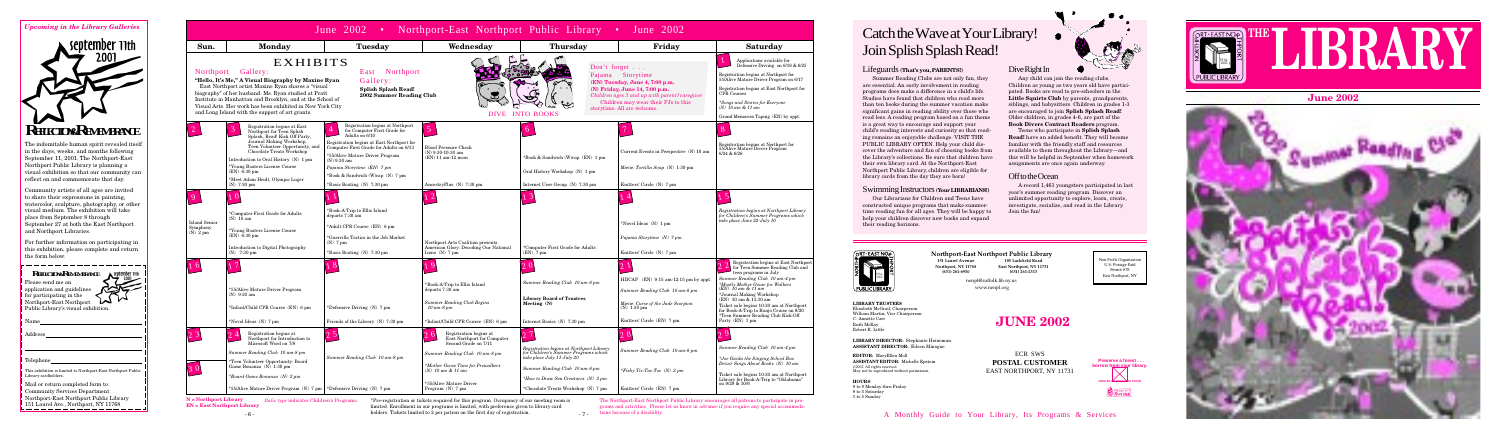*Upcoming in the Library Galleries*

september 11th 2001

# REFLECTION & REMEMBRANCE

The indomitable human spirit revealed itself in the days, weeks, and months following September 11, 2001. The Northport-East Northport Public Library is planning a visual exhibition so that our community can reflect on and commemorate that day.

Community artists of all ages are invited to share their expressions in painting, watercolor, sculpture, photography, or other visual medium. The exhibition will take place from September 8 through September 27 at both the East Northport and Northport Libraries.

For further information on participating in this exhibition, please complete and return the form below.

**REFLECTION & REMEMBRANCE** september 11th 2001

Please send me an application and guidelines for participating in the Northport-East Northport Public Library's visual exhibition.

Name

Address

Telephone

This exhibition is limited to Northport-East Northport Public Library cardholders.

Mail or return completed form to: Community Services Department Northport-East Northport Public Library 151 Laurel Ave., Northport, NY 11768

# June 2002 • Northport-East Northport Public Library • June 2002

## EXHIBITS

**Northport Gallery:**
**"Hello, It's Me," A Visual Biography by Maxine Ryan**
East Northport artist Maxine Ryan shares a "visual biography" of her husband. Ms. Ryan studied at Pratt Institute in Manhattan and Brooklyn, and at the School of Visual Arts. Her work has been exhibited in New York City and Long Island with the support of art grants.

**East Northport Gallery:**
**Splish Splash Read! 2002 Summer Reading Club**

**Don't forget . . . Pajama Storytime**
(EN) Tuesday, June 4, 7:00 p.m.
(N) Friday, June 14, 7:00 p.m.
*Children ages 3 and up with parent/caregiver. Children may wear their PJs to this storytime. All are welcome.*

DIVE INTO BOOKS

| Sun. | Monday | Tuesday | Wednesday | Thursday | Friday | Saturday |
|---|---|---|---|---|---|---|
| | | | | | | **1** Applications available for Defensive Driving on 6/24 & 6/26<br>Registration begins at Northport for 55/Alive Mature Driver Program on 6/17<br>Registration begins at East Northport for CPR Courses<br>*Songs and Stories for Everyone (N) 10 am & 11 am*<br>Grand Measures Taping (EN) by appt. |
| **2** | **3** Registration begins at East Northport for Teen Splish Splash, Read! Kick Off Party, Journal Making Workshop, Teen Volunteer Opportunity, and Chocolate Treats Workshop<br>Introduction to Oral History (N) 1 pm<br>*Young Readers License Course (EN) 4:30 pm<br>*Meet Adam Heidt, Olympic Luger (N) 7:30 pm | **4** Registration begins at Northport for Computer First Guide for Adults on 6/10<br>Registration begins at East Northport for Computer First Guide for Adults on 6/13<br>*55/Alive Mature Driver Program (N) 9:30 am<br>*Pajama Storytime (EN) 7 pm*<br>*Book & Sandwich Wrap (N) 7 pm<br>*Basic Boating (N) 7:30 pm | **5**<br>Blood Pressure Check (N) 9:30-10:30 am (EN) 11 am-12 noon<br>AmericaFlas (N) 7:30 pm | **6**<br>*Book & Sandwich Wrap (EN) 1 pm<br>Oral History Workshop (N) 1 pm<br>Internet User Group (N) 7:30 pm | **7**<br>Current Events in Perspective (N) 10 am<br>*Movie: Tortilla Soup* (N) 1:30 pm<br>Knitters' Circle (N) 7 pm | **8**<br>Registration begins at Northport for 55/Alive Mature Driver Program on 6/24 & 6/26 |
| **9**<br>Island Senior Symphony (N) 2 pm | **10**<br>*Computer First Guide for Adults (N) 10 am<br>*Young Readers License Course (EN) 4:30 pm<br>Introduction to Digital Photography (N) 7:30 pm | **11**<br>*Book-A-Trip to Ellis Island departs 7:30 am<br>*Adult CPR Course (EN) 6 pm<br>*Genealogy Tutors in the Job Market (N) 7 pm<br>*Basic Boating (N) 7:30 pm | **12**<br>Northport Arts Coalition presents American Glory: Decoding Our National Icons (N) 7 pm | **13**<br>*Computer First Guide for Adults (EN) 7 pm | **14**<br>*Novel Ideas (N) 1 pm<br>*Pajama Storytime (N) 7 pm*<br>Knitters' Circle (N) 7 pm | **15**<br>*Registration begins at Northport Library for Children's Summer Programs which take place June 25-July 31* |
| **16** | **17**<br>*55/Alive Mature Driver Program (N) 9:30 am<br>*Infant/Child CPR Course (EN) 6 pm<br>*Novel Ideas (EN) 7 pm | **18**<br>*Defensive Driving (N) 7 pm<br>Friends of the Library (EN) 7:30 pm | **19**<br>*Book-A-Trip to Ellis Island departs 7:30 am<br>*Summer Reading Club Begins 10 am-8 pm*<br>*Adult/Child CPR Course (EN) 6 pm | **20**<br>*Summer Reading Club 10 am-8 pm*<br>**Library Board of Trustees Meeting (N)**<br>Internet Basics (N) 7:30 pm | **21**<br>MEDAP (EN) 9:15 am-12:15 pm by appt.<br>*Summer Reading Club 10 am-8 pm*<br>*Mostly Mother Goose for Walkers (EN) 10 am & 11 am*<br>*Journal Making Workshop (EN) 10 am & 11:30 am<br>Tickets sale begins 10:30 am at Northport for Book-A-Trip to Banjo Cruise on 8/20<br>*Teen Summer Reading Club Kick-Off Party (EN) 3 pm<br>*Movie: Curse of the Jade Scorpion (N) 1:30 pm*<br>Knitters' Circle (EN) 7 pm | **22**<br>Registration begins at East Northport for Teen Summer Reading Club and teen programs in July |
| **23** **30** | **24** Registration begins at Northport for Introduction to Microsoft Word on 7/8<br>*Summer Reading Club 10 am-8 pm*<br>*Teen Volunteer Opportunity: Board Game Bonanza (N) 1:30 pm<br>*Board Game Bonanza (N) 2 pm*<br>*55/Alive Mature Driver Program (N) 7 pm | **25**<br>*Summer Reading Club 10 am-8 pm*<br>*Defensive Driving (N) 7 pm | **26** Registration begins at East Northport for Computer Second Guide on 7/11<br>*Summer Reading Club 10 am-8 pm*<br>*Mother Goose Time for Preschoolers (N) 10 am & 11 am*<br>*55/Alive Mature Driver Program (N) 7 pm | **27**<br>*Registration begins at Northport Library for Children's Summer Programs which take place July 12-July 30*<br>*Summer Reading Club 10 am-8 pm*<br>*Mess in Dense Sea Creatures (N) 2 pm*<br>*Chocolate Treats Workshop (N) 7 pm | **28**<br>*Summer Reading Club 10 am-8 pm*<br>*Fishy Tic-Tac-Toe (N) 2 pm*<br>Knitters' Circle (EN) 7 pm | **29**<br>*Summer Reading Club 10 am-8 pm*<br>*Joe Gunther's Singing School Bus Driver Sings About Books (N) 10 am*<br>Ticket sale begins 10:30 am at Northport Library for Book-A-Trip to "Oklahoma!" on 9/26 & 10/8 |

N = Northport Library
EN = East Northport Library

*Italic type indicates Children's Programs*

*Pre-registration or tickets required for this program. Occupancy of our meeting room is limited. Enrollment in our programs is limited, with preference given to library card holders. Tickets limited to 2 per patron on the first day of registration.

The Northport-East Northport Public Library encourages all patrons to participate in programs and activities. Please let us know in advance if you require any special accommodations because of a disability.

# Catch the Wave at Your Library! Join Splish Splash Read!

## Lifeguards (That's you, PARENTS!)

Summer Reading Clubs are not only fun, they are essential. An early involvement in reading programs does make a difference in a child's life. Studies have found that children who read more than ten books during the summer vacation make significant gains in reading ability over those who read less. A reading program based on a fun theme is a great way to encourage and support your child's reading interests and curiosity so that reading remains an enjoyable challenge. VISIT THE PUBLIC LIBRARY OFTEN. Help your child discover the adventure and fun of choosing books from the Library's collections. Be sure that children have their own library card. At the Northport-East Northport Public Library, children are eligible for library cards from the day they are born!

## Swimming Instructors (Your LIBRARIANS!)

Our Librarians for Children and Teens have constructed unique programs that make summertime reading fun for all ages. They will be happy to help your children discover new books and expand their reading horizons.

## Dive Right In

Any child can join the reading clubs. Children as young as two years old have participated. Books are read to pre-schoolers in the **Little Squirts Club** by parents, grandparents, siblings, and babysitters. Children in grades 1-3 are encouraged to join **Splish Splash Read!** Older children, in grades 4-6, are part of the **Book Divers Contract Readers** program.

Teens who participate in **Splish Splash Read!** have an added benefit. They will become familiar with the friendly staff and resources available to them throughout the Library—and this will be helpful in September when homework assignments are once again underway.

## Off to the Ocean

A record 1,463 youngsters participated in last year's summer reading program. Discover an unlimited opportunity to explore, learn, create, investigate, socialize, and read in the Library. Join the fun!

**Northport-East Northport Public Library**

151 Laurel Avenue
Northport, NY 11768
(631) 261-6930

185 Larkfield Road
East Northport, NY 11731
(631) 261-2313

nenpl@suffolk.lib.ny.us
www.nenpl.org

Non-Profit Organization
U.S. Postage Paid
Permit #70
East Northport, NY

**LIBRARY TRUSTEES**
Elizabeth McGrael, Chairperson
William Martin, Vice Chairperson
C. Annette Carr
Ruth McKay
Robert E. Little

**LIBRARY DIRECTOR:** Stephanie Heineman
**ASSISTANT DIRECTOR:** Eileen Minogue

**EDITOR:** MaryEllen Mul
**ASSISTANT EDITOR:** Michelle Epstein
©2002. All rights reserved.
May not be reproduced without permission.

**HOURS**
9 to 9 Monday thru Friday
9 to 5 Saturday
1 to 5 Sunday

# JUNE 2002

ECR SWS
**POSTAL CUSTOMER**
EAST NORTHPORT, NY 11731

Preserve a forest . . . borrow from your library.

A Monthly Guide to Your Library, Its Programs & Services

# THE LIBRARY

**June 2002**